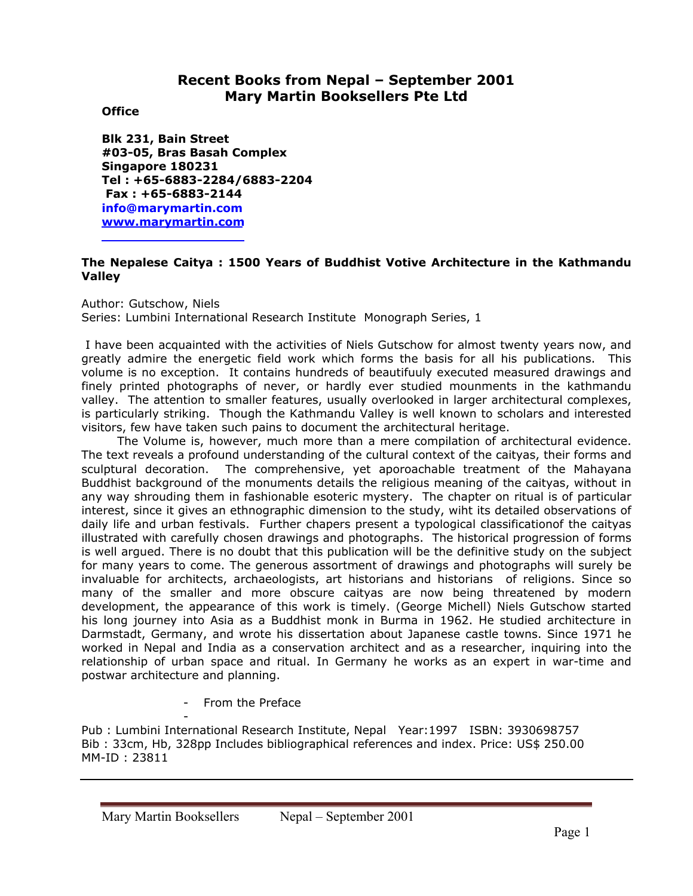# Recent Books from Nepal – September 2001
# Mary Martin Booksellers Pte Ltd

**Office**

**Blk 231, Bain Street**
**#03-05, Bras Basah Complex**
**Singapore 180231**
**Tel : +65-6883-2284/6883-2204**
**Fax : +65-6883-2144**
**info@marymartin.com**
**www.marymartin.com**

---

### The Nepalese Caitya : 1500 Years of Buddhist Votive Architecture in the Kathmandu Valley

Author: Gutschow, Niels
Series: Lumbini International Research Institute Monograph Series, 1

I have been acquainted with the activities of Niels Gutschow for almost twenty years now, and greatly admire the energetic field work which forms the basis for all his publications. This volume is no exception. It contains hundreds of beautifuuly executed measured drawings and finely printed photographs of never, or hardly ever studied mounments in the kathmandu valley. The attention to smaller features, usually overlooked in larger architectural complexes, is particularly striking. Though the Kathmandu Valley is well known to scholars and interested visitors, few have taken such pains to document the architectural heritage.

The Volume is, however, much more than a mere compilation of architectural evidence. The text reveals a profound understanding of the cultural context of the caityas, their forms and sculptural decoration. The comprehensive, yet aporoachable treatment of the Mahayana Buddhist background of the monuments details the religious meaning of the caityas, without in any way shrouding them in fashionable esoteric mystery. The chapter on ritual is of particular interest, since it gives an ethnographic dimension to the study, wiht its detailed observations of daily life and urban festivals. Further chapers present a typological classificationof the caityas illustrated with carefully chosen drawings and photographs. The historical progression of forms is well argued. There is no doubt that this publication will be the definitive study on the subject for many years to come. The generous assortment of drawings and photographs will surely be invaluable for architects, archaeologists, art historians and historians of religions. Since so many of the smaller and more obscure caityas are now being threatened by modern development, the appearance of this work is timely. (George Michell) Niels Gutschow started his long journey into Asia as a Buddhist monk in Burma in 1962. He studied architecture in Darmstadt, Germany, and wrote his dissertation about Japanese castle towns. Since 1971 he worked in Nepal and India as a conservation architect and as a researcher, inquiring into the relationship of urban space and ritual. In Germany he works as an expert in war-time and postwar architecture and planning.

- From the Preface
-

Pub : Lumbini International Research Institute, Nepal Year:1997 ISBN: 3930698757
Bib : 33cm, Hb, 328pp Includes bibliographical references and index. Price: US$ 250.00
MM-ID : 23811

---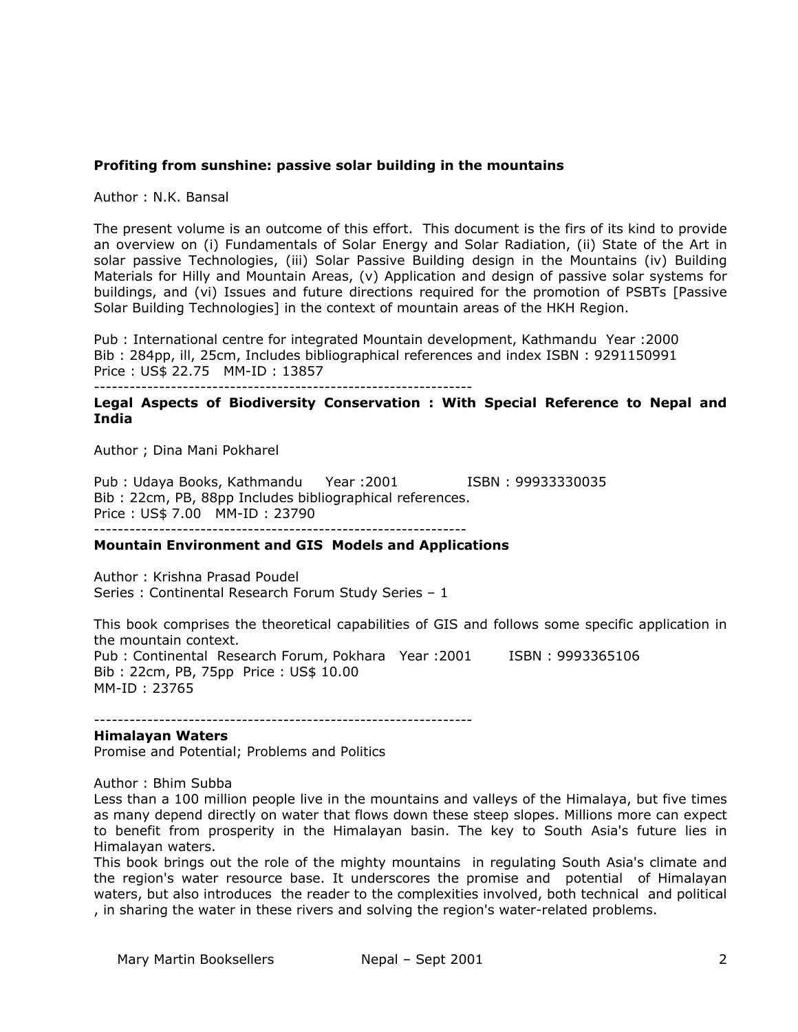**Profiting from sunshine: passive solar building in the mountains**

Author : N.K. Bansal

The present volume is an outcome of this effort. This document is the firs of its kind to provide an overview on (i) Fundamentals of Solar Energy and Solar Radiation, (ii) State of the Art in solar passive Technologies, (iii) Solar Passive Building design in the Mountains (iv) Building Materials for Hilly and Mountain Areas, (v) Application and design of passive solar systems for buildings, and (vi) Issues and future directions required for the promotion of PSBTs [Passive Solar Building Technologies] in the context of mountain areas of the HKH Region.

Pub : International centre for integrated Mountain development, Kathmandu Year :2000
Bib : 284pp, ill, 25cm, Includes bibliographical references and index ISBN : 9291150991
Price : US$ 22.75 MM-ID : 13857

---

**Legal Aspects of Biodiversity Conservation : With Special Reference to Nepal and India**

Author ; Dina Mani Pokharel

Pub : Udaya Books, Kathmandu Year :2001 ISBN : 99933330035
Bib : 22cm, PB, 88pp Includes bibliographical references.
Price : US$ 7.00 MM-ID : 23790

---

**Mountain Environment and GIS Models and Applications**

Author : Krishna Prasad Poudel
Series : Continental Research Forum Study Series – 1

This book comprises the theoretical capabilities of GIS and follows some specific application in the mountain context.
Pub : Continental Research Forum, Pokhara Year :2001 ISBN : 9993365106
Bib : 22cm, PB, 75pp Price : US$ 10.00
MM-ID : 23765

---

**Himalayan Waters**
Promise and Potential; Problems and Politics

Author : Bhim Subba
Less than a 100 million people live in the mountains and valleys of the Himalaya, but five times as many depend directly on water that flows down these steep slopes. Millions more can expect to benefit from prosperity in the Himalayan basin. The key to South Asia's future lies in Himalayan waters.
This book brings out the role of the mighty mountains in regulating South Asia's climate and the region's water resource base. It underscores the promise and potential of Himalayan waters, but also introduces the reader to the complexities involved, both technical and political , in sharing the water in these rivers and solving the region's water-related problems.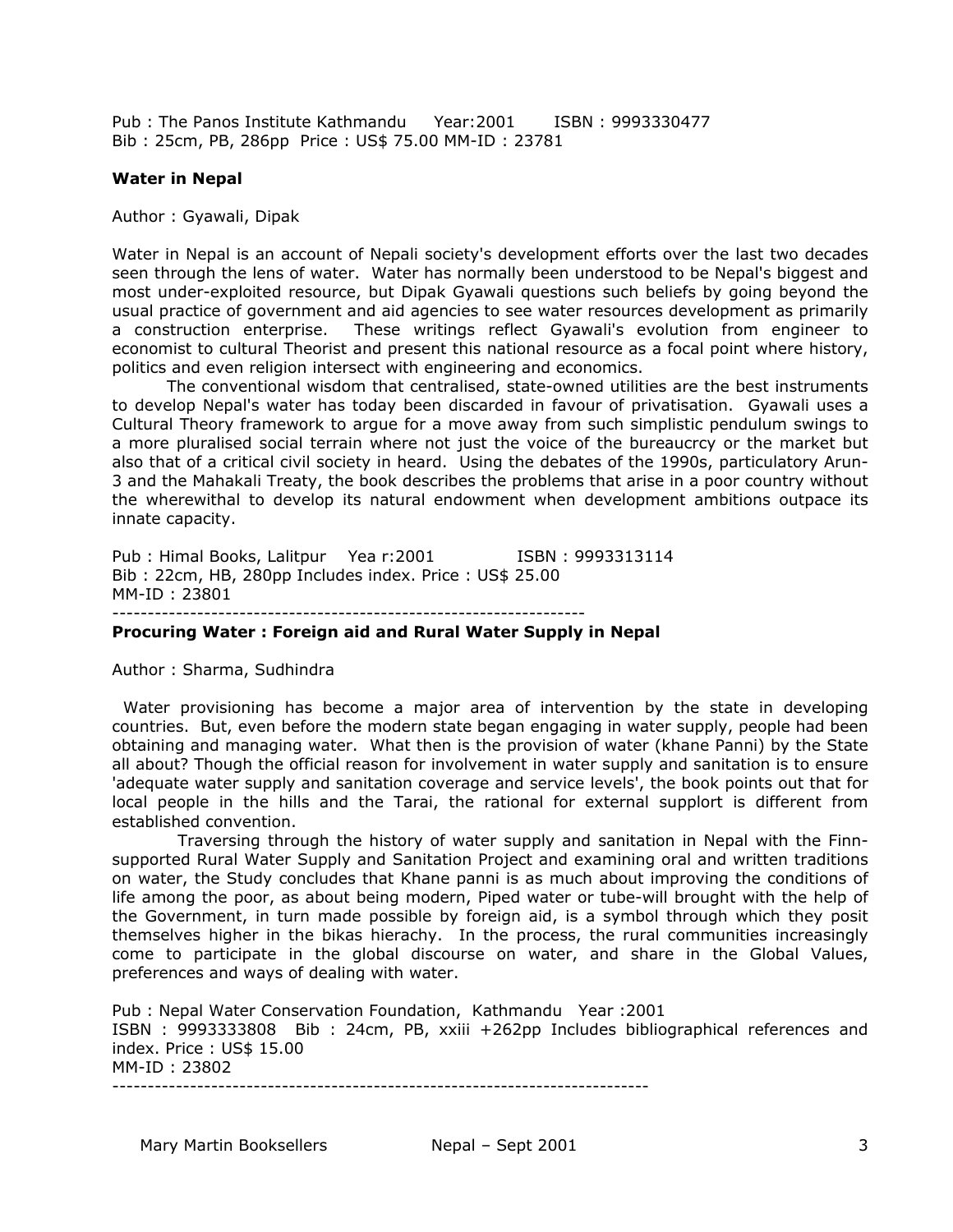Pub : The Panos Institute Kathmandu Year:2001 ISBN : 9993330477
Bib : 25cm, PB, 286pp Price : US$ 75.00 MM-ID : 23781

**Water in Nepal**

Author : Gyawali, Dipak

Water in Nepal is an account of Nepali society's development efforts over the last two decades seen through the lens of water. Water has normally been understood to be Nepal's biggest and most under-exploited resource, but Dipak Gyawali questions such beliefs by going beyond the usual practice of government and aid agencies to see water resources development as primarily a construction enterprise. These writings reflect Gyawali's evolution from engineer to economist to cultural Theorist and present this national resource as a focal point where history, politics and even religion intersect with engineering and economics.

The conventional wisdom that centralised, state-owned utilities are the best instruments to develop Nepal's water has today been discarded in favour of privatisation. Gyawali uses a Cultural Theory framework to argue for a move away from such simplistic pendulum swings to a more pluralised social terrain where not just the voice of the bureaucrcy or the market but also that of a critical civil society in heard. Using the debates of the 1990s, particulatory Arun-3 and the Mahakali Treaty, the book describes the problems that arise in a poor country without the wherewithal to develop its natural endowment when development ambitions outpace its innate capacity.

Pub : Himal Books, Lalitpur Yea r:2001 ISBN : 9993313114
Bib : 22cm, HB, 280pp Includes index. Price : US$ 25.00
MM-ID : 23801

-----------------------------------------------------------------

**Procuring Water : Foreign aid and Rural Water Supply in Nepal**

Author : Sharma, Sudhindra

Water provisioning has become a major area of intervention by the state in developing countries. But, even before the modern state began engaging in water supply, people had been obtaining and managing water. What then is the provision of water (khane Panni) by the State all about? Though the official reason for involvement in water supply and sanitation is to ensure 'adequate water supply and sanitation coverage and service levels', the book points out that for local people in the hills and the Tarai, the rational for external supplort is different from established convention.

Traversing through the history of water supply and sanitation in Nepal with the Finn-supported Rural Water Supply and Sanitation Project and examining oral and written traditions on water, the Study concludes that Khane panni is as much about improving the conditions of life among the poor, as about being modern, Piped water or tube-will brought with the help of the Government, in turn made possible by foreign aid, is a symbol through which they posit themselves higher in the bikas hierachy. In the process, the rural communities increasingly come to participate in the global discourse on water, and share in the Global Values, preferences and ways of dealing with water.

Pub : Nepal Water Conservation Foundation, Kathmandu Year :2001
ISBN : 9993333808 Bib : 24cm, PB, xxiii +262pp Includes bibliographical references and index. Price : US$ 15.00
MM-ID : 23802

---------------------------------------------------------------------------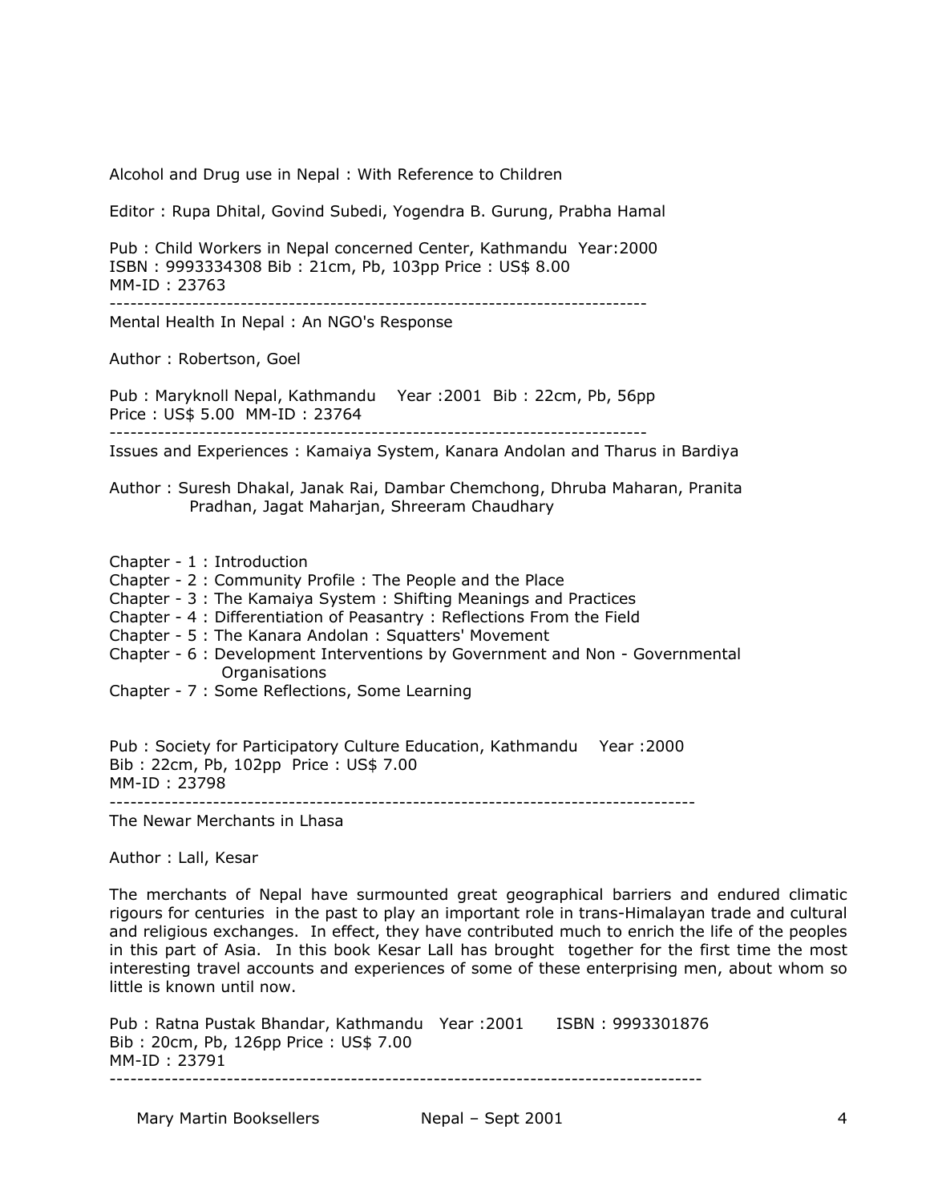Alcohol and Drug use in Nepal : With Reference to Children

Editor : Rupa Dhital, Govind Subedi, Yogendra B. Gurung, Prabha Hamal

Pub : Child Workers in Nepal concerned Center, Kathmandu Year:2000
ISBN : 9993334308 Bib : 21cm, Pb, 103pp Price : US$ 8.00
MM-ID : 23763

---

Mental Health In Nepal : An NGO's Response

Author : Robertson, Goel

Pub : Maryknoll Nepal, Kathmandu Year :2001 Bib : 22cm, Pb, 56pp
Price : US$ 5.00 MM-ID : 23764

---

Issues and Experiences : Kamaiya System, Kanara Andolan and Tharus in Bardiya

Author : Suresh Dhakal, Janak Rai, Dambar Chemchong, Dhruba Maharan, Pranita Pradhan, Jagat Maharjan, Shreeram Chaudhary

Chapter - 1 : Introduction
Chapter - 2 : Community Profile : The People and the Place
Chapter - 3 : The Kamaiya System : Shifting Meanings and Practices
Chapter - 4 : Differentiation of Peasantry : Reflections From the Field
Chapter - 5 : The Kanara Andolan : Squatters' Movement
Chapter - 6 : Development Interventions by Government and Non - Governmental Organisations
Chapter - 7 : Some Reflections, Some Learning

Pub : Society for Participatory Culture Education, Kathmandu Year :2000
Bib : 22cm, Pb, 102pp Price : US$ 7.00
MM-ID : 23798

---

The Newar Merchants in Lhasa

Author : Lall, Kesar

The merchants of Nepal have surmounted great geographical barriers and endured climatic rigours for centuries in the past to play an important role in trans-Himalayan trade and cultural and religious exchanges. In effect, they have contributed much to enrich the life of the peoples in this part of Asia. In this book Kesar Lall has brought together for the first time the most interesting travel accounts and experiences of some of these enterprising men, about whom so little is known until now.

Pub : Ratna Pustak Bhandar, Kathmandu Year :2001 ISBN : 9993301876
Bib : 20cm, Pb, 126pp Price : US$ 7.00
MM-ID : 23791

---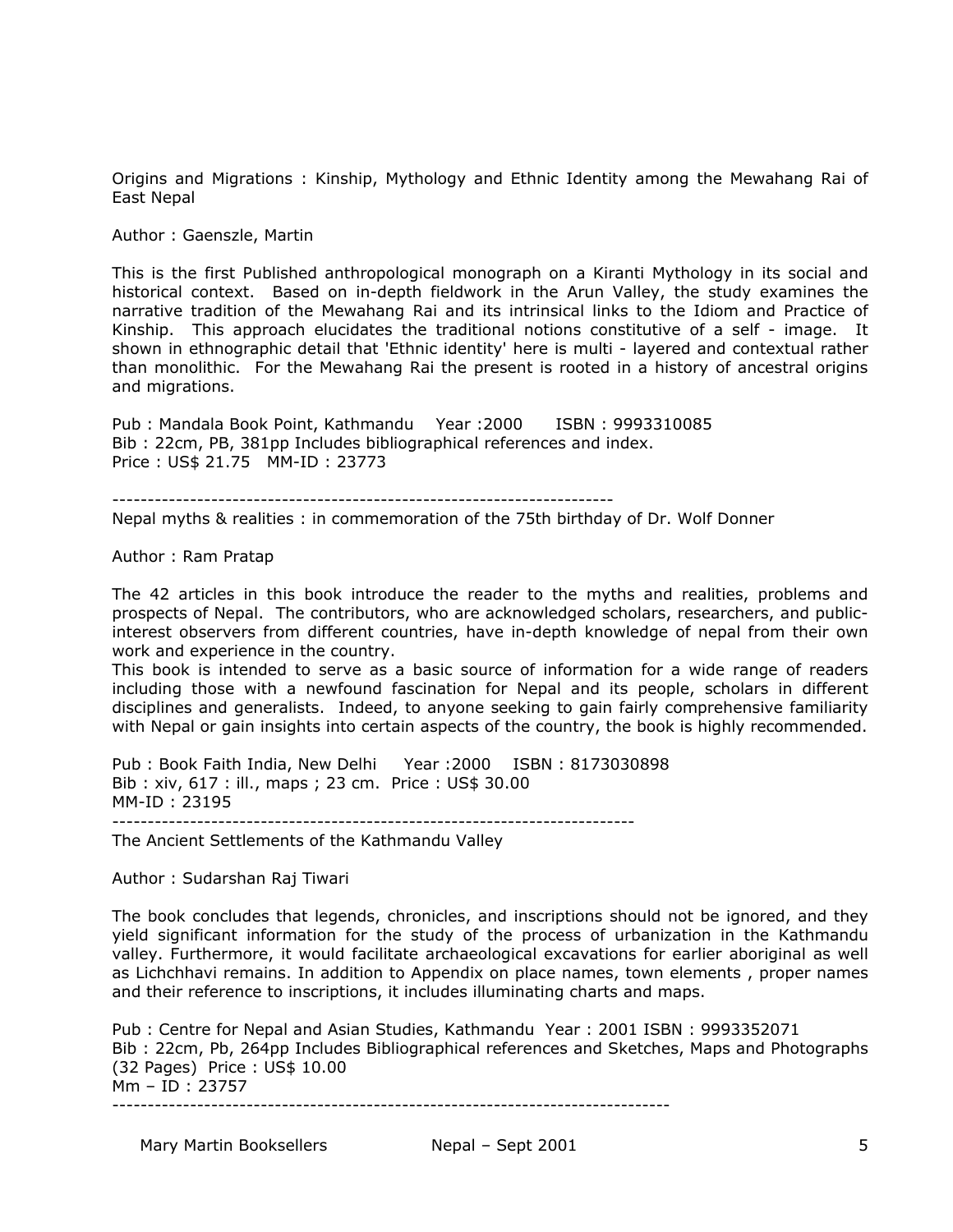Origins and Migrations : Kinship, Mythology and Ethnic Identity among the Mewahang Rai of East Nepal

Author : Gaenszle, Martin

This is the first Published anthropological monograph on a Kiranti Mythology in its social and historical context. Based on in-depth fieldwork in the Arun Valley, the study examines the narrative tradition of the Mewahang Rai and its intrinsical links to the Idiom and Practice of Kinship. This approach elucidates the traditional notions constitutive of a self - image. It shown in ethnographic detail that 'Ethnic identity' here is multi - layered and contextual rather than monolithic. For the Mewahang Rai the present is rooted in a history of ancestral origins and migrations.

Pub : Mandala Book Point, Kathmandu Year :2000 ISBN : 9993310085
Bib : 22cm, PB, 381pp Includes bibliographical references and index.
Price : US$ 21.75 MM-ID : 23773

---

Nepal myths & realities : in commemoration of the 75th birthday of Dr. Wolf Donner

Author : Ram Pratap

The 42 articles in this book introduce the reader to the myths and realities, problems and prospects of Nepal. The contributors, who are acknowledged scholars, researchers, and public-interest observers from different countries, have in-depth knowledge of nepal from their own work and experience in the country.
This book is intended to serve as a basic source of information for a wide range of readers including those with a newfound fascination for Nepal and its people, scholars in different disciplines and generalists. Indeed, to anyone seeking to gain fairly comprehensive familiarity with Nepal or gain insights into certain aspects of the country, the book is highly recommended.

Pub : Book Faith India, New Delhi Year :2000 ISBN : 8173030898
Bib : xiv, 617 : ill., maps ; 23 cm. Price : US$ 30.00
MM-ID : 23195

---

The Ancient Settlements of the Kathmandu Valley

Author : Sudarshan Raj Tiwari

The book concludes that legends, chronicles, and inscriptions should not be ignored, and they yield significant information for the study of the process of urbanization in the Kathmandu valley. Furthermore, it would facilitate archaeological excavations for earlier aboriginal as well as Lichchhavi remains. In addition to Appendix on place names, town elements , proper names and their reference to inscriptions, it includes illuminating charts and maps.

Pub : Centre for Nepal and Asian Studies, Kathmandu Year : 2001 ISBN : 9993352071
Bib : 22cm, Pb, 264pp Includes Bibliographical references and Sketches, Maps and Photographs (32 Pages) Price : US$ 10.00
Mm – ID : 23757

---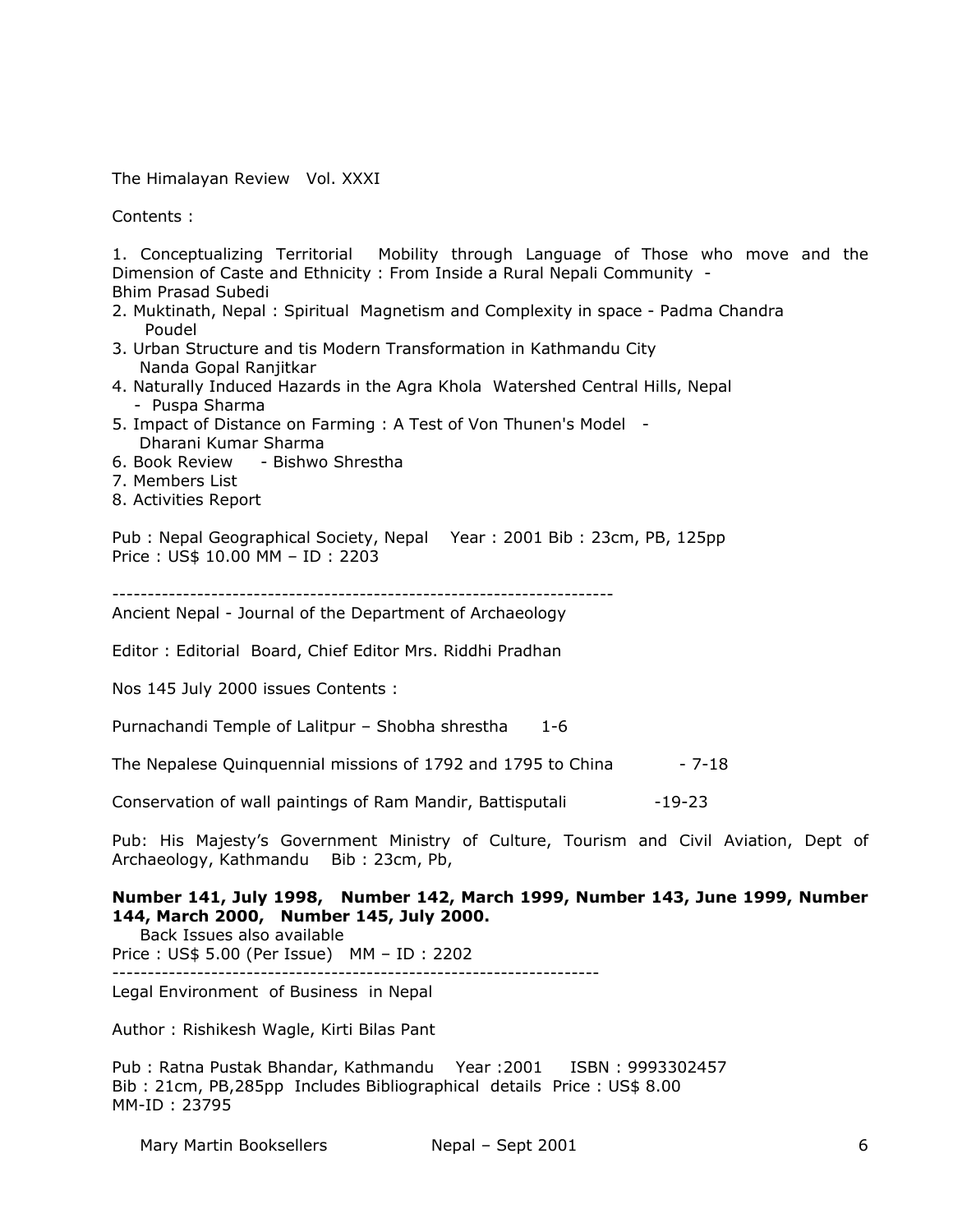The Himalayan Review Vol. XXXI

Contents :

1. Conceptualizing Territorial Mobility through Language of Those who move and the Dimension of Caste and Ethnicity : From Inside a Rural Nepali Community - Bhim Prasad Subedi
2. Muktinath, Nepal : Spiritual Magnetism and Complexity in space - Padma Chandra Poudel
3. Urban Structure and tis Modern Transformation in Kathmandu City Nanda Gopal Ranjitkar
4. Naturally Induced Hazards in the Agra Khola Watershed Central Hills, Nepal - Puspa Sharma
5. Impact of Distance on Farming : A Test of Von Thunen's Model - Dharani Kumar Sharma
6. Book Review - Bishwo Shrestha
7. Members List
8. Activities Report

Pub : Nepal Geographical Society, Nepal Year : 2001 Bib : 23cm, PB, 125pp
Price : US$ 10.00 MM – ID : 2203

---

Ancient Nepal - Journal of the Department of Archaeology

Editor : Editorial Board, Chief Editor Mrs. Riddhi Pradhan

Nos 145 July 2000 issues Contents :

Purnachandi Temple of Lalitpur – Shobha shrestha 1-6

The Nepalese Quinquennial missions of 1792 and 1795 to China - 7-18

Conservation of wall paintings of Ram Mandir, Battisputali -19-23

Pub: His Majesty's Government Ministry of Culture, Tourism and Civil Aviation, Dept of Archaeology, Kathmandu Bib : 23cm, Pb,

**Number 141, July 1998, Number 142, March 1999, Number 143, June 1999, Number 144, March 2000, Number 145, July 2000.**

Back Issues also available
Price : US$ 5.00 (Per Issue) MM – ID : 2202

---

Legal Environment of Business in Nepal

Author : Rishikesh Wagle, Kirti Bilas Pant

Pub : Ratna Pustak Bhandar, Kathmandu Year :2001 ISBN : 9993302457
Bib : 21cm, PB,285pp Includes Bibliographical details Price : US$ 8.00
MM-ID : 23795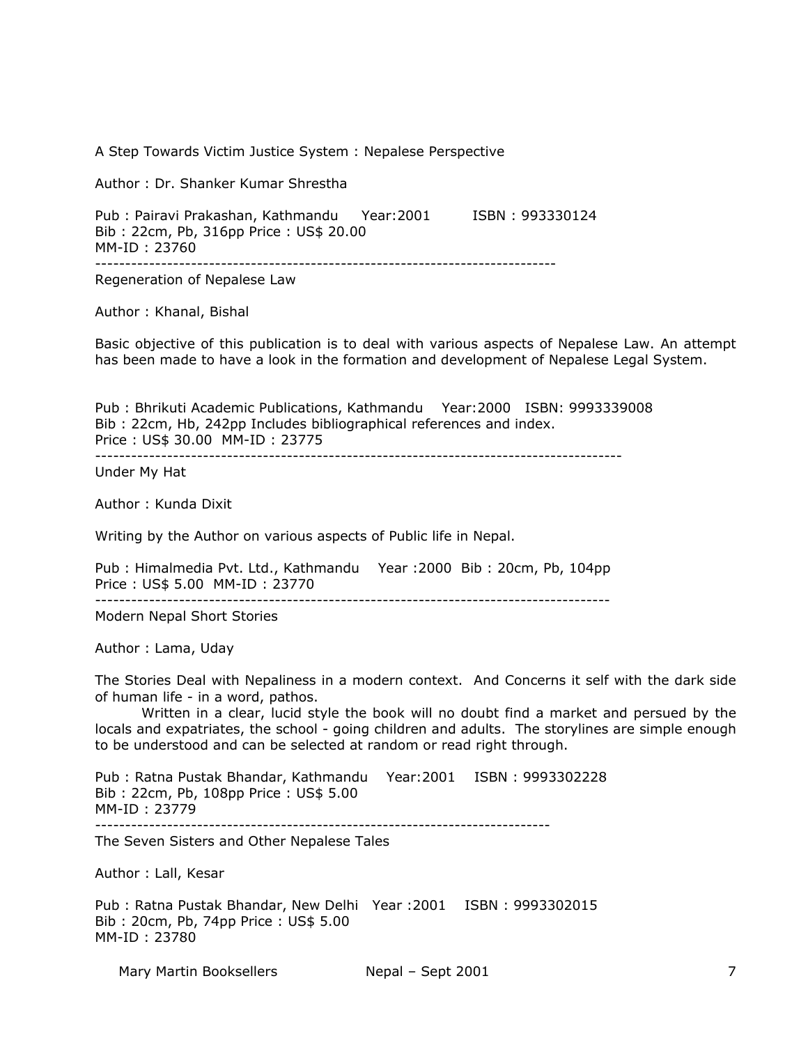A Step Towards Victim Justice System : Nepalese Perspective

Author : Dr. Shanker Kumar Shrestha

Pub : Pairavi Prakashan, Kathmandu Year:2001 ISBN : 993330124
Bib : 22cm, Pb, 316pp Price : US$ 20.00
MM-ID : 23760

---

Regeneration of Nepalese Law

Author : Khanal, Bishal

Basic objective of this publication is to deal with various aspects of Nepalese Law. An attempt has been made to have a look in the formation and development of Nepalese Legal System.

Pub : Bhrikuti Academic Publications, Kathmandu Year:2000 ISBN: 9993339008
Bib : 22cm, Hb, 242pp Includes bibliographical references and index.
Price : US$ 30.00 MM-ID : 23775

---

Under My Hat

Author : Kunda Dixit

Writing by the Author on various aspects of Public life in Nepal.

Pub : Himalmedia Pvt. Ltd., Kathmandu Year :2000 Bib : 20cm, Pb, 104pp
Price : US$ 5.00 MM-ID : 23770

---

Modern Nepal Short Stories

Author : Lama, Uday

The Stories Deal with Nepaliness in a modern context. And Concerns it self with the dark side of human life - in a word, pathos.

Written in a clear, lucid style the book will no doubt find a market and persued by the locals and expatriates, the school - going children and adults. The storylines are simple enough to be understood and can be selected at random or read right through.

Pub : Ratna Pustak Bhandar, Kathmandu Year:2001 ISBN : 9993302228
Bib : 22cm, Pb, 108pp Price : US$ 5.00
MM-ID : 23779

---

The Seven Sisters and Other Nepalese Tales

Author : Lall, Kesar

Pub : Ratna Pustak Bhandar, New Delhi Year :2001 ISBN : 9993302015
Bib : 20cm, Pb, 74pp Price : US$ 5.00
MM-ID : 23780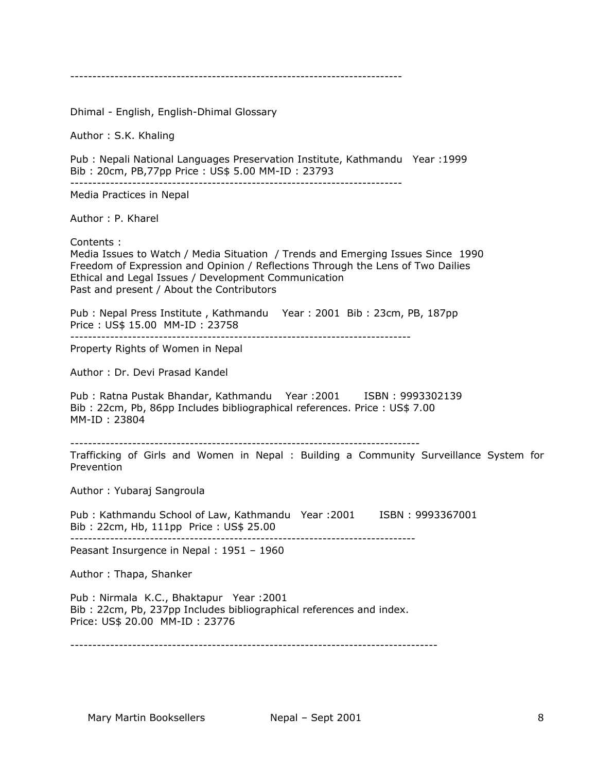---

Dhimal - English, English-Dhimal Glossary

Author : S.K. Khaling

Pub : Nepali National Languages Preservation Institute, Kathmandu Year :1999
Bib : 20cm, PB,77pp Price : US$ 5.00 MM-ID : 23793

---

Media Practices in Nepal

Author : P. Kharel

Contents :
Media Issues to Watch / Media Situation / Trends and Emerging Issues Since 1990
Freedom of Expression and Opinion / Reflections Through the Lens of Two Dailies
Ethical and Legal Issues / Development Communication
Past and present / About the Contributors

Pub : Nepal Press Institute , Kathmandu Year : 2001 Bib : 23cm, PB, 187pp
Price : US$ 15.00 MM-ID : 23758

---

Property Rights of Women in Nepal

Author : Dr. Devi Prasad Kandel

Pub : Ratna Pustak Bhandar, Kathmandu Year :2001 ISBN : 9993302139
Bib : 22cm, Pb, 86pp Includes bibliographical references. Price : US$ 7.00
MM-ID : 23804

---

Trafficking of Girls and Women in Nepal : Building a Community Surveillance System for Prevention

Author : Yubaraj Sangroula

Pub : Kathmandu School of Law, Kathmandu Year :2001 ISBN : 9993367001
Bib : 22cm, Hb, 111pp Price : US$ 25.00

---

Peasant Insurgence in Nepal : 1951 – 1960

Author : Thapa, Shanker

Pub : Nirmala K.C., Bhaktapur Year :2001
Bib : 22cm, Pb, 237pp Includes bibliographical references and index.
Price: US$ 20.00 MM-ID : 23776

---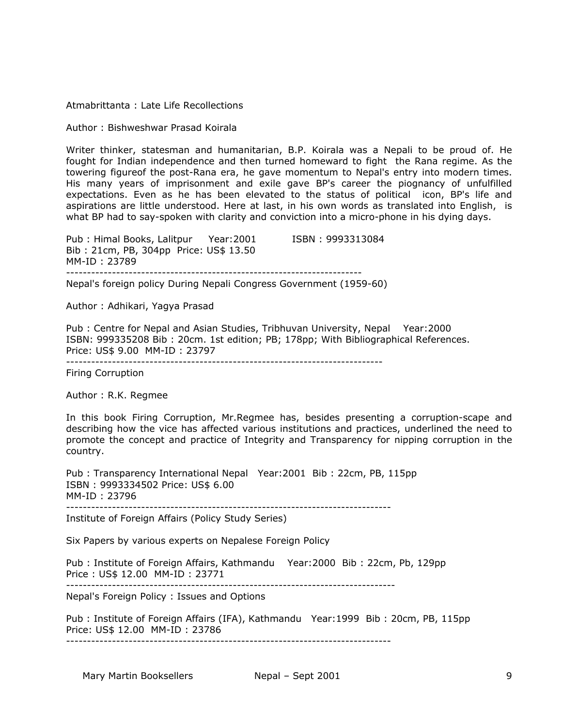Atmabrittanta : Late Life Recollections

Author : Bishweshwar Prasad Koirala

Writer thinker, statesman and humanitarian, B.P. Koirala was a Nepali to be proud of. He fought for Indian independence and then turned homeward to fight the Rana regime. As the towering figureof the post-Rana era, he gave momentum to Nepal's entry into modern times. His many years of imprisonment and exile gave BP's career the piognancy of unfulfilled expectations. Even as he has been elevated to the status of political icon, BP's life and aspirations are little understood. Here at last, in his own words as translated into English, is what BP had to say-spoken with clarity and conviction into a micro-phone in his dying days.

Pub : Himal Books, Lalitpur Year:2001 ISBN : 9993313084
Bib : 21cm, PB, 304pp Price: US$ 13.50
MM-ID : 23789

---------------------------------------------------------------------

Nepal's foreign policy During Nepali Congress Government (1959-60)

Author : Adhikari, Yagya Prasad

Pub : Centre for Nepal and Asian Studies, Tribhuvan University, Nepal Year:2000
ISBN: 999335208 Bib : 20cm. 1st edition; PB; 178pp; With Bibliographical References.
Price: US$ 9.00 MM-ID : 23797

---------------------------------------------------------------------------

Firing Corruption

Author : R.K. Regmee

In this book Firing Corruption, Mr.Regmee has, besides presenting a corruption-scape and describing how the vice has affected various institutions and practices, underlined the need to promote the concept and practice of Integrity and Transparency for nipping corruption in the country.

Pub : Transparency International Nepal Year:2001 Bib : 22cm, PB, 115pp
ISBN : 9993334502 Price: US$ 6.00
MM-ID : 23796

-----------------------------------------------------------------------------

Institute of Foreign Affairs (Policy Study Series)

Six Papers by various experts on Nepalese Foreign Policy

Pub : Institute of Foreign Affairs, Kathmandu Year:2000 Bib : 22cm, Pb, 129pp
Price : US$ 12.00 MM-ID : 23771

------------------------------------------------------------------------------

Nepal's Foreign Policy : Issues and Options

Pub : Institute of Foreign Affairs (IFA), Kathmandu Year:1999 Bib : 20cm, PB, 115pp
Price: US$ 12.00 MM-ID : 23786

-----------------------------------------------------------------------------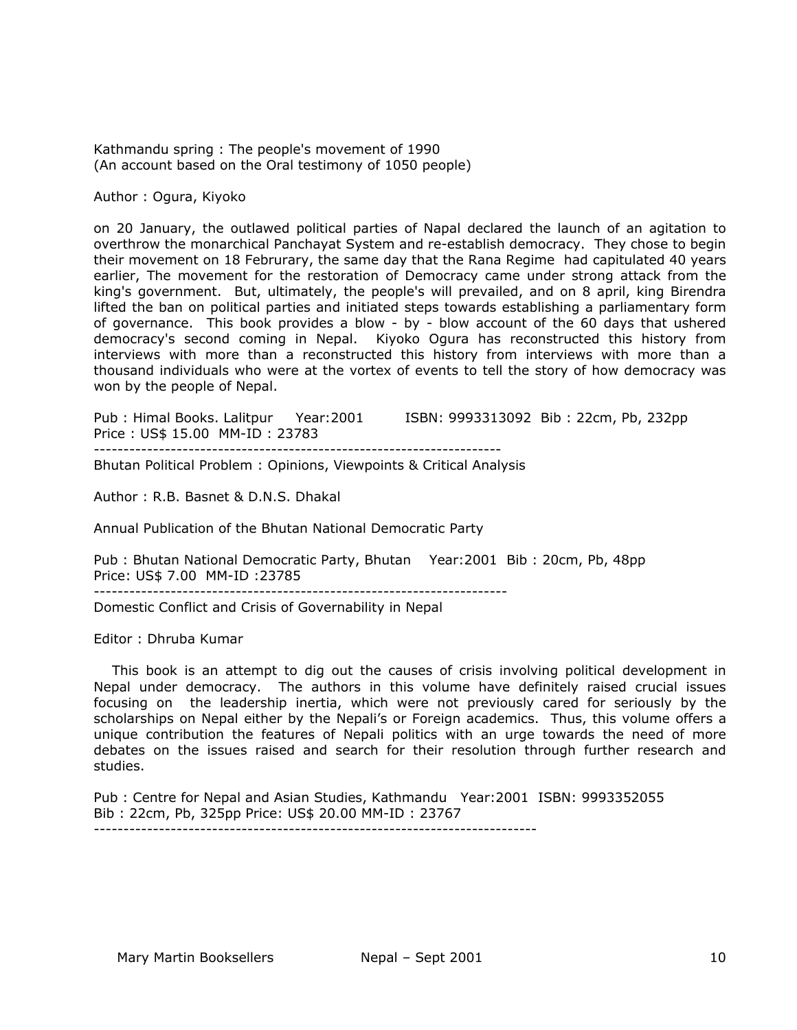Kathmandu spring : The people's movement of 1990
(An account based on the Oral testimony of 1050 people)

Author : Ogura, Kiyoko

on 20 January, the outlawed political parties of Napal declared the launch of an agitation to overthrow the monarchical Panchayat System and re-establish democracy. They chose to begin their movement on 18 Februrary, the same day that the Rana Regime had capitulated 40 years earlier, The movement for the restoration of Democracy came under strong attack from the king's government. But, ultimately, the people's will prevailed, and on 8 april, king Birendra lifted the ban on political parties and initiated steps towards establishing a parliamentary form of governance. This book provides a blow - by - blow account of the 60 days that ushered democracy's second coming in Nepal. Kiyoko Ogura has reconstructed this history from interviews with more than a reconstructed this history from interviews with more than a thousand individuals who were at the vortex of events to tell the story of how democracy was won by the people of Nepal.

Pub : Himal Books. Lalitpur Year:2001 ISBN: 9993313092 Bib : 22cm, Pb, 232pp
Price : US$ 15.00 MM-ID : 23783

---

Bhutan Political Problem : Opinions, Viewpoints & Critical Analysis

Author : R.B. Basnet & D.N.S. Dhakal

Annual Publication of the Bhutan National Democratic Party

Pub : Bhutan National Democratic Party, Bhutan Year:2001 Bib : 20cm, Pb, 48pp
Price: US$ 7.00 MM-ID :23785

---

Domestic Conflict and Crisis of Governability in Nepal

Editor : Dhruba Kumar

This book is an attempt to dig out the causes of crisis involving political development in Nepal under democracy. The authors in this volume have definitely raised crucial issues focusing on the leadership inertia, which were not previously cared for seriously by the scholarships on Nepal either by the Nepali's or Foreign academics. Thus, this volume offers a unique contribution the features of Nepali politics with an urge towards the need of more debates on the issues raised and search for their resolution through further research and studies.

Pub : Centre for Nepal and Asian Studies, Kathmandu Year:2001 ISBN: 9993352055
Bib : 22cm, Pb, 325pp Price: US$ 20.00 MM-ID : 23767

---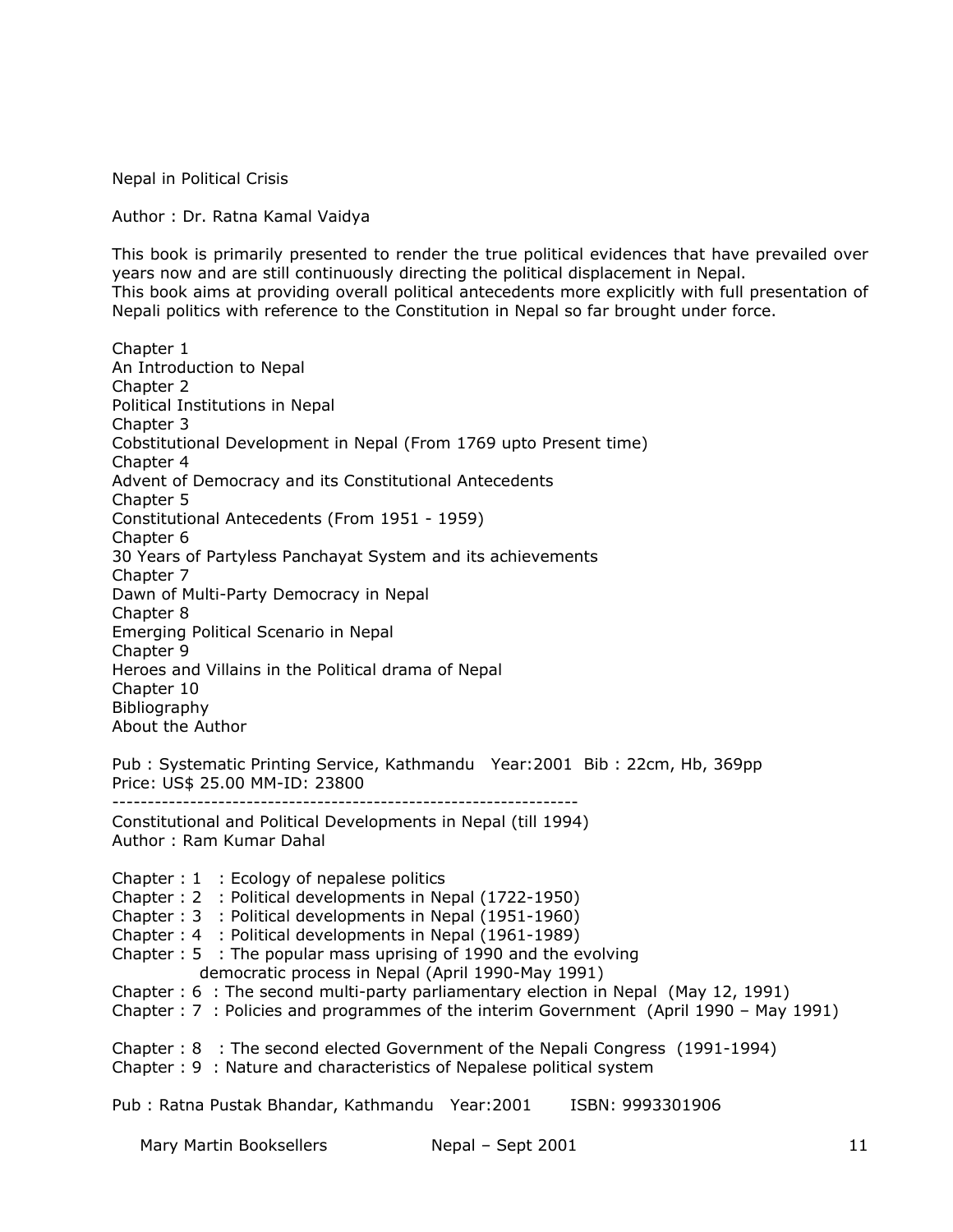Nepal in Political Crisis

Author : Dr. Ratna Kamal Vaidya

This book is primarily presented to render the true political evidences that have prevailed over years now and are still continuously directing the political displacement in Nepal.
This book aims at providing overall political antecedents more explicitly with full presentation of Nepali politics with reference to the Constitution in Nepal so far brought under force.

Chapter 1
An Introduction to Nepal
Chapter 2
Political Institutions in Nepal
Chapter 3
Cobstitutional Development in Nepal (From 1769 upto Present time)
Chapter 4
Advent of Democracy and its Constitutional Antecedents
Chapter 5
Constitutional Antecedents (From 1951 - 1959)
Chapter 6
30 Years of Partyless Panchayat System and its achievements
Chapter 7
Dawn of Multi-Party Democracy in Nepal
Chapter 8
Emerging Political Scenario in Nepal
Chapter 9
Heroes and Villains in the Political drama of Nepal
Chapter 10
Bibliography
About the Author

Pub : Systematic Printing Service, Kathmandu Year:2001 Bib : 22cm, Hb, 369pp
Price: US$ 25.00 MM-ID: 23800

---

Constitutional and Political Developments in Nepal (till 1994)
Author : Ram Kumar Dahal

Chapter : 1 : Ecology of nepalese politics
Chapter : 2 : Political developments in Nepal (1722-1950)
Chapter : 3 : Political developments in Nepal (1951-1960)
Chapter : 4 : Political developments in Nepal (1961-1989)
Chapter : 5 : The popular mass uprising of 1990 and the evolving democratic process in Nepal (April 1990-May 1991)
Chapter : 6 : The second multi-party parliamentary election in Nepal (May 12, 1991)
Chapter : 7 : Policies and programmes of the interim Government (April 1990 – May 1991)

Chapter : 8 : The second elected Government of the Nepali Congress (1991-1994)
Chapter : 9 : Nature and characteristics of Nepalese political system

Pub : Ratna Pustak Bhandar, Kathmandu Year:2001 ISBN: 9993301906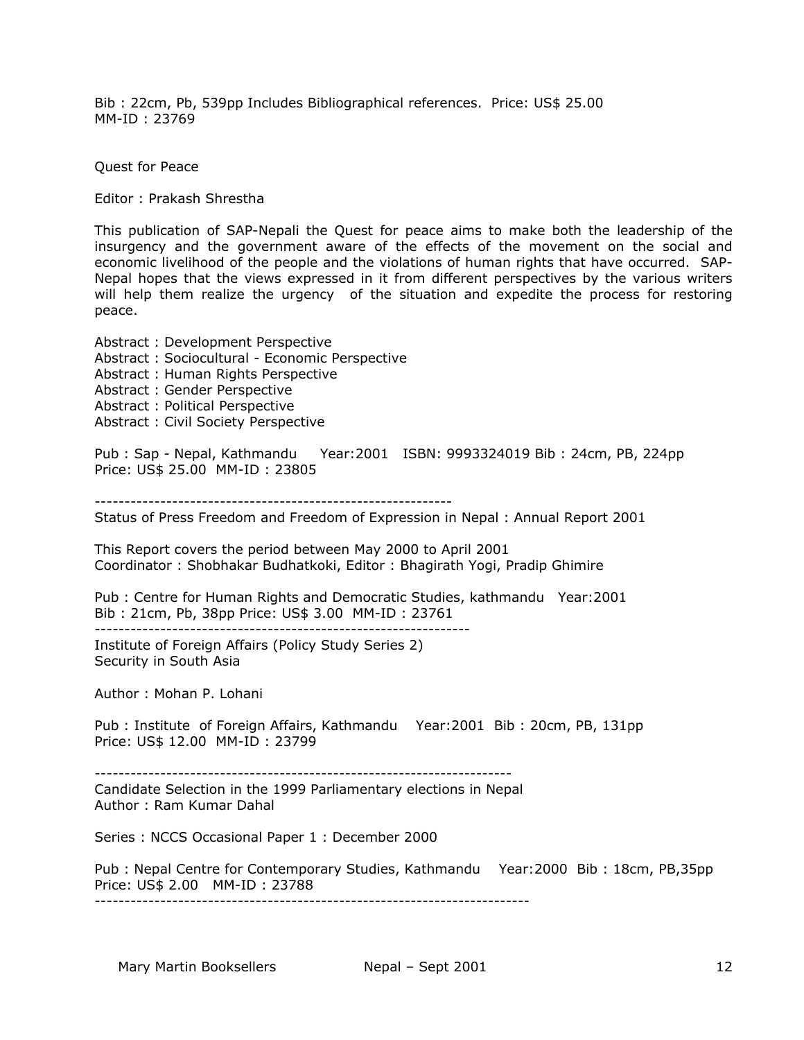Bib : 22cm, Pb, 539pp Includes Bibliographical references.  Price: US$ 25.00
MM-ID : 23769

Quest for Peace

Editor : Prakash Shrestha

This publication of SAP-Nepali the Quest for peace aims to make both the leadership of the insurgency and the government aware of the effects of the movement on the social and economic livelihood of the people and the violations of human rights that have occurred. SAP-Nepal hopes that the views expressed in it from different perspectives by the various writers will help them realize the urgency of the situation and expedite the process for restoring peace.

Abstract : Development Perspective
Abstract : Sociocultural - Economic Perspective
Abstract : Human Rights Perspective
Abstract : Gender Perspective
Abstract : Political Perspective
Abstract : Civil Society Perspective

Pub : Sap - Nepal, Kathmandu     Year:2001   ISBN: 9993324019 Bib : 24cm, PB, 224pp
Price: US$ 25.00  MM-ID : 23805

-----------------------------------------------------------

Status of Press Freedom and Freedom of Expression in Nepal : Annual Report 2001

This Report covers the period between May 2000 to April 2001
Coordinator : Shobhakar Budhatkoki, Editor : Bhagirath Yogi, Pradip Ghimire

Pub : Centre for Human Rights and Democratic Studies, kathmandu   Year:2001
Bib : 21cm, Pb, 38pp Price: US$ 3.00  MM-ID : 23761

-------------------------------------------------------------

Institute of Foreign Affairs (Policy Study Series 2)
Security in South Asia

Author : Mohan P. Lohani

Pub : Institute  of Foreign Affairs, Kathmandu    Year:2001  Bib : 20cm, PB, 131pp
Price: US$ 12.00  MM-ID : 23799

--------------------------------------------------------------------

Candidate Selection in the 1999 Parliamentary elections in Nepal
Author : Ram Kumar Dahal

Series : NCCS Occasional Paper 1 : December 2000

Pub : Nepal Centre for Contemporary Studies, Kathmandu    Year:2000  Bib : 18cm, PB,35pp
Price: US$ 2.00   MM-ID : 23788

----------------------------------------------------------------------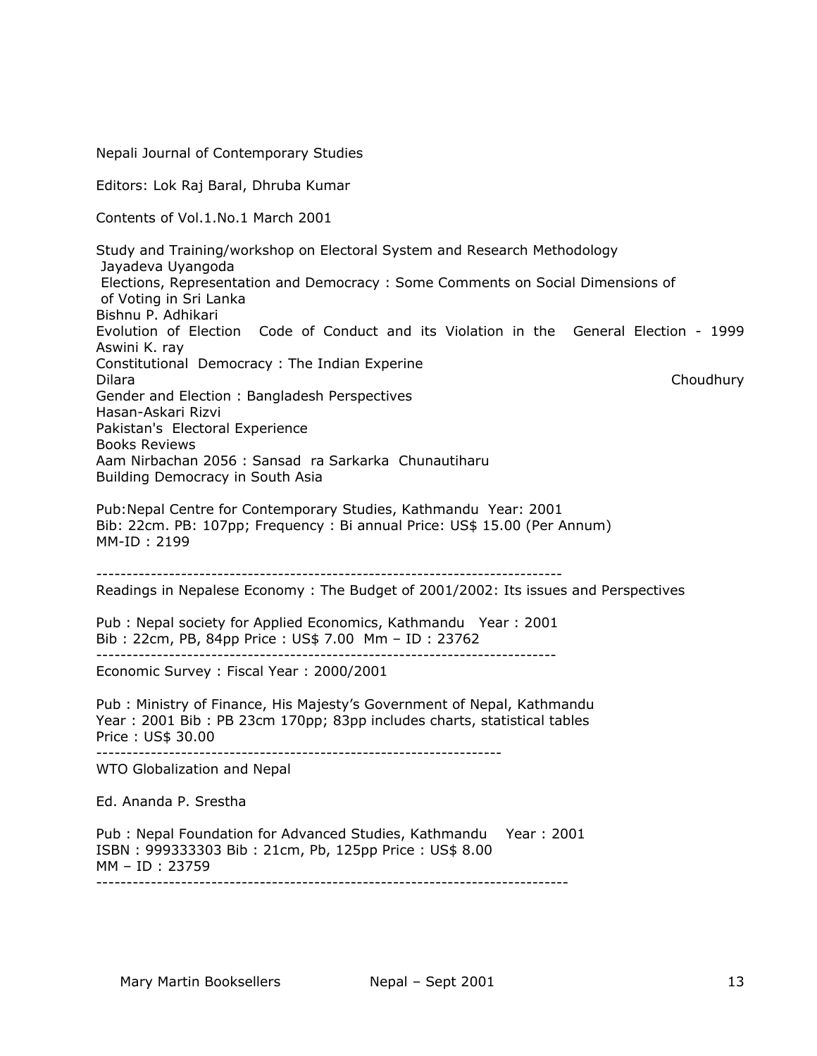Nepali Journal of Contemporary Studies

Editors: Lok Raj Baral, Dhruba Kumar

Contents of Vol.1.No.1 March 2001

Study and Training/workshop on Electoral System and Research Methodology
Jayadeva Uyangoda
Elections, Representation and Democracy : Some Comments on Social Dimensions of of Voting in Sri Lanka
Bishnu P. Adhikari
Evolution of Election Code of Conduct and its Violation in the General Election - 1999
Aswini K. ray
Constitutional Democracy : The Indian Experine
Dilara Choudhury
Gender and Election : Bangladesh Perspectives
Hasan-Askari Rizvi
Pakistan's Electoral Experience
Books Reviews
Aam Nirbachan 2056 : Sansad ra Sarkarka Chunautiharu
Building Democracy in South Asia

Pub:Nepal Centre for Contemporary Studies, Kathmandu Year: 2001
Bib: 22cm. PB: 107pp; Frequency : Bi annual Price: US$ 15.00 (Per Annum)
MM-ID : 2199

---

Readings in Nepalese Economy : The Budget of 2001/2002: Its issues and Perspectives

Pub : Nepal society for Applied Economics, Kathmandu Year : 2001
Bib : 22cm, PB, 84pp Price : US$ 7.00 Mm – ID : 23762

---

Economic Survey : Fiscal Year : 2000/2001

Pub : Ministry of Finance, His Majesty's Government of Nepal, Kathmandu
Year : 2001 Bib : PB 23cm 170pp; 83pp includes charts, statistical tables
Price : US$ 30.00

---

WTO Globalization and Nepal

Ed. Ananda P. Srestha

Pub : Nepal Foundation for Advanced Studies, Kathmandu Year : 2001
ISBN : 999333303 Bib : 21cm, Pb, 125pp Price : US$ 8.00
MM – ID : 23759

---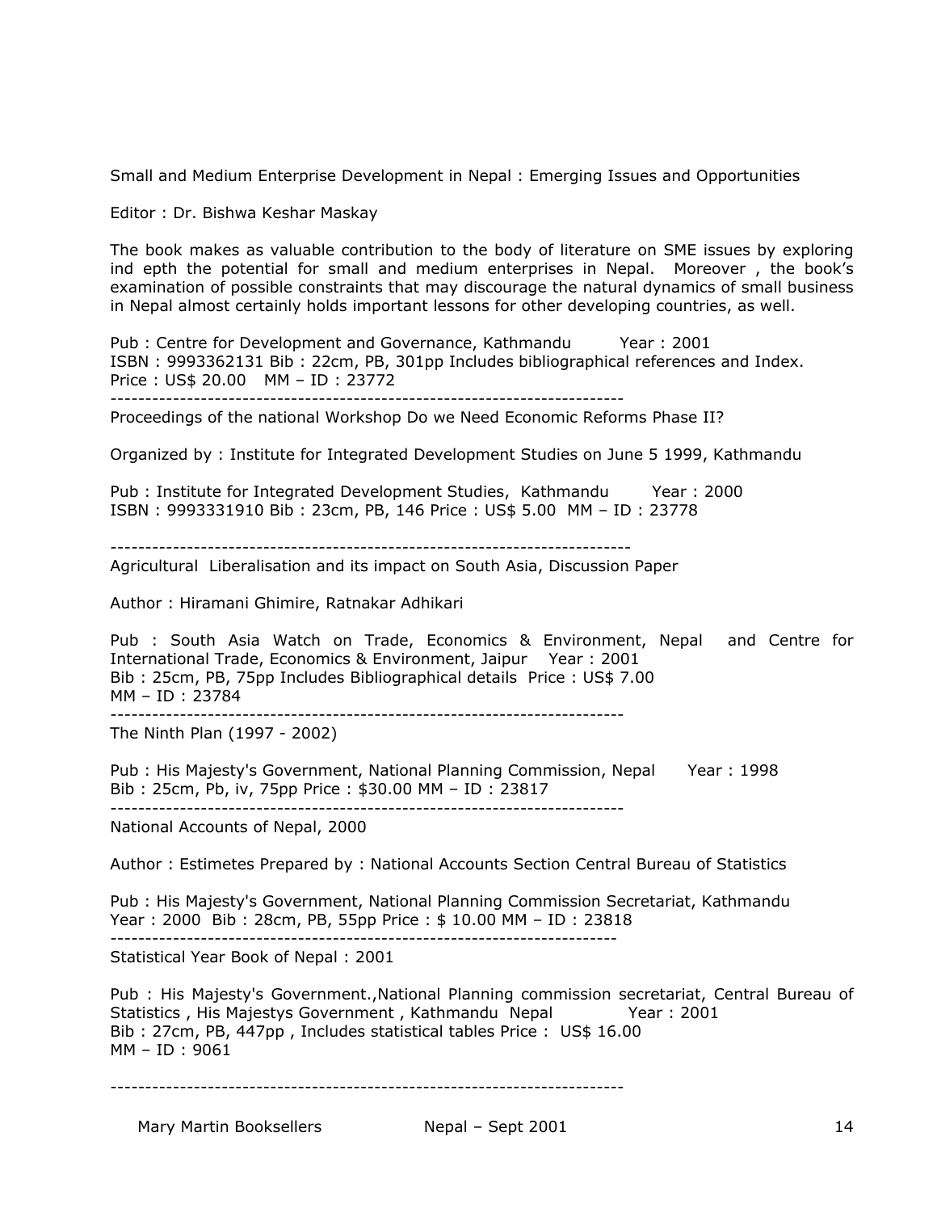Small and Medium Enterprise Development in Nepal : Emerging Issues and Opportunities

Editor : Dr. Bishwa Keshar Maskay

The book makes as valuable contribution to the body of literature on SME issues by exploring ind epth the potential for small and medium enterprises in Nepal. Moreover , the book's examination of possible constraints that may discourage the natural dynamics of small business in Nepal almost certainly holds important lessons for other developing countries, as well.

Pub : Centre for Development and Governance, Kathmandu Year : 2001
ISBN : 9993362131 Bib : 22cm, PB, 301pp Includes bibliographical references and Index.
Price : US$ 20.00 MM – ID : 23772

---

Proceedings of the national Workshop Do we Need Economic Reforms Phase II?

Organized by : Institute for Integrated Development Studies on June 5 1999, Kathmandu

Pub : Institute for Integrated Development Studies, Kathmandu Year : 2000
ISBN : 9993331910 Bib : 23cm, PB, 146 Price : US$ 5.00 MM – ID : 23778

---

Agricultural Liberalisation and its impact on South Asia, Discussion Paper

Author : Hiramani Ghimire, Ratnakar Adhikari

Pub : South Asia Watch on Trade, Economics & Environment, Nepal and Centre for International Trade, Economics & Environment, Jaipur Year : 2001
Bib : 25cm, PB, 75pp Includes Bibliographical details Price : US$ 7.00
MM – ID : 23784

---

The Ninth Plan (1997 - 2002)

Pub : His Majesty's Government, National Planning Commission, Nepal Year : 1998
Bib : 25cm, Pb, iv, 75pp Price : $30.00 MM – ID : 23817

---

National Accounts of Nepal, 2000

Author : Estimetes Prepared by : National Accounts Section Central Bureau of Statistics

Pub : His Majesty's Government, National Planning Commission Secretariat, Kathmandu
Year : 2000 Bib : 28cm, PB, 55pp Price : $ 10.00 MM – ID : 23818

---

Statistical Year Book of Nepal : 2001

Pub : His Majesty's Government.,National Planning commission secretariat, Central Bureau of Statistics , His Majestys Government , Kathmandu Nepal Year : 2001
Bib : 27cm, PB, 447pp , Includes statistical tables Price : US$ 16.00
MM – ID : 9061

---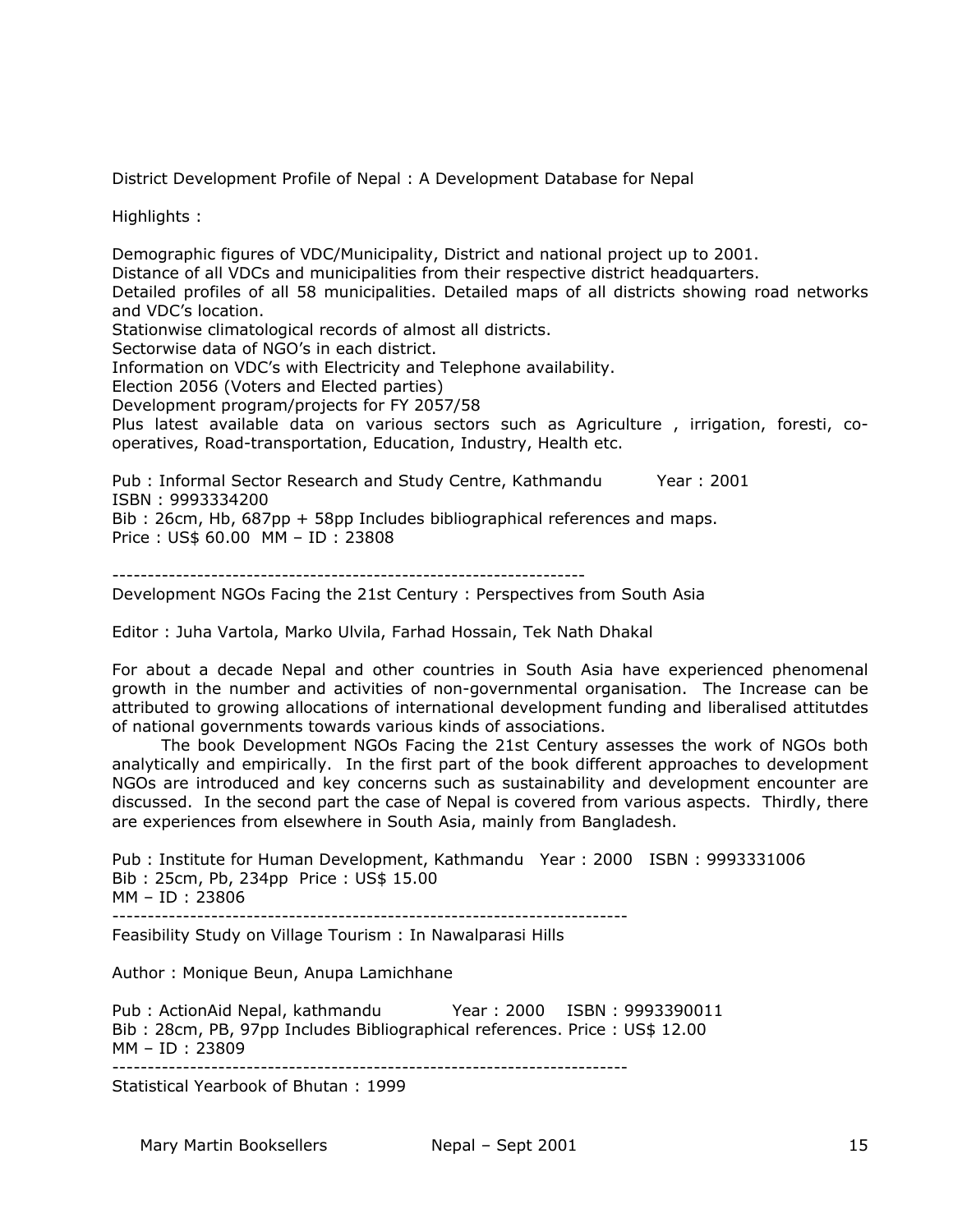District Development Profile of Nepal : A Development Database for Nepal

Highlights :

Demographic figures of VDC/Municipality, District and national project up to 2001.
Distance of all VDCs and municipalities from their respective district headquarters.
Detailed profiles of all 58 municipalities. Detailed maps of all districts showing road networks and VDC's location.
Stationwise climatological records of almost all districts.
Sectorwise data of NGO's in each district.
Information on VDC's with Electricity and Telephone availability.
Election 2056 (Voters and Elected parties)
Development program/projects for FY 2057/58
Plus latest available data on various sectors such as Agriculture , irrigation, foresti, co-operatives, Road-transportation, Education, Industry, Health etc.

Pub : Informal Sector Research and Study Centre, Kathmandu Year : 2001
ISBN : 9993334200
Bib : 26cm, Hb, 687pp + 58pp Includes bibliographical references and maps.
Price : US$ 60.00 MM – ID : 23808

---

Development NGOs Facing the 21st Century : Perspectives from South Asia

Editor : Juha Vartola, Marko Ulvila, Farhad Hossain, Tek Nath Dhakal

For about a decade Nepal and other countries in South Asia have experienced phenomenal growth in the number and activities of non-governmental organisation. The Increase can be attributed to growing allocations of international development funding and liberalised attitutdes of national governments towards various kinds of associations.

The book Development NGOs Facing the 21st Century assesses the work of NGOs both analytically and empirically. In the first part of the book different approaches to development NGOs are introduced and key concerns such as sustainability and development encounter are discussed. In the second part the case of Nepal is covered from various aspects. Thirdly, there are experiences from elsewhere in South Asia, mainly from Bangladesh.

Pub : Institute for Human Development, Kathmandu Year : 2000 ISBN : 9993331006
Bib : 25cm, Pb, 234pp Price : US$ 15.00
MM – ID : 23806

---

Feasibility Study on Village Tourism : In Nawalparasi Hills

Author : Monique Beun, Anupa Lamichhane

Pub : ActionAid Nepal, kathmandu Year : 2000 ISBN : 9993390011
Bib : 28cm, PB, 97pp Includes Bibliographical references. Price : US$ 12.00
MM – ID : 23809

---

Statistical Yearbook of Bhutan : 1999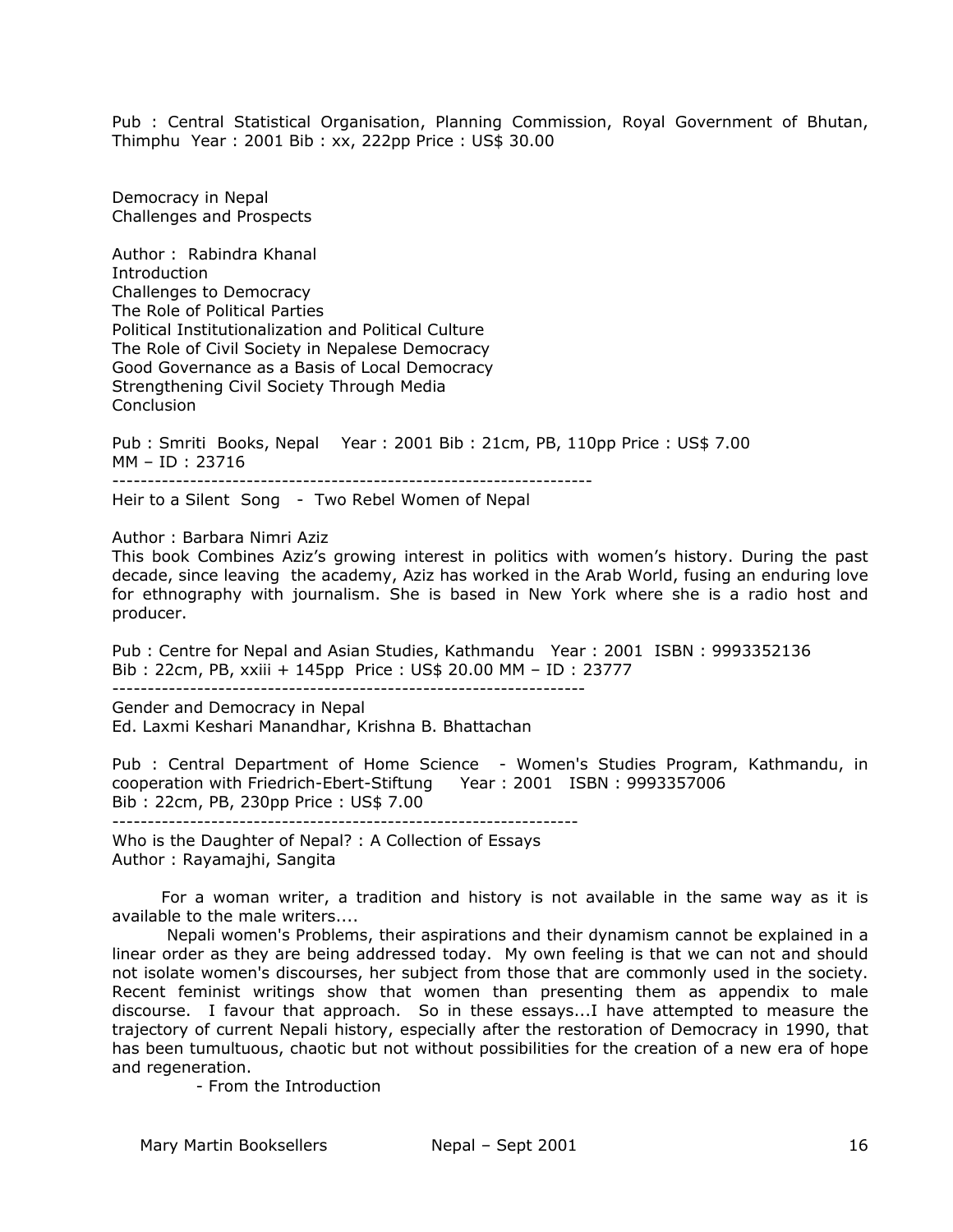Pub : Central Statistical Organisation, Planning Commission, Royal Government of Bhutan, Thimphu Year : 2001 Bib : xx, 222pp Price : US$ 30.00

Democracy in Nepal
Challenges and Prospects

Author : Rabindra Khanal
Introduction
Challenges to Democracy
The Role of Political Parties
Political Institutionalization and Political Culture
The Role of Civil Society in Nepalese Democracy
Good Governance as a Basis of Local Democracy
Strengthening Civil Society Through Media
Conclusion

Pub : Smriti Books, Nepal Year : 2001 Bib : 21cm, PB, 110pp Price : US$ 7.00
MM – ID : 23716

---

Heir to a Silent Song - Two Rebel Women of Nepal

Author : Barbara Nimri Aziz
This book Combines Aziz's growing interest in politics with women's history. During the past decade, since leaving the academy, Aziz has worked in the Arab World, fusing an enduring love for ethnography with journalism. She is based in New York where she is a radio host and producer.

Pub : Centre for Nepal and Asian Studies, Kathmandu Year : 2001 ISBN : 9993352136
Bib : 22cm, PB, xxiii + 145pp Price : US$ 20.00 MM – ID : 23777

---

Gender and Democracy in Nepal
Ed. Laxmi Keshari Manandhar, Krishna B. Bhattachan

Pub : Central Department of Home Science - Women's Studies Program, Kathmandu, in cooperation with Friedrich-Ebert-Stiftung Year : 2001 ISBN : 9993357006
Bib : 22cm, PB, 230pp Price : US$ 7.00

---

Who is the Daughter of Nepal? : A Collection of Essays
Author : Rayamajhi, Sangita

For a woman writer, a tradition and history is not available in the same way as it is available to the male writers....

Nepali women's Problems, their aspirations and their dynamism cannot be explained in a linear order as they are being addressed today. My own feeling is that we can not and should not isolate women's discourses, her subject from those that are commonly used in the society. Recent feminist writings show that women than presenting them as appendix to male discourse. I favour that approach. So in these essays...I have attempted to measure the trajectory of current Nepali history, especially after the restoration of Democracy in 1990, that has been tumultuous, chaotic but not without possibilities for the creation of a new era of hope and regeneration.

- From the Introduction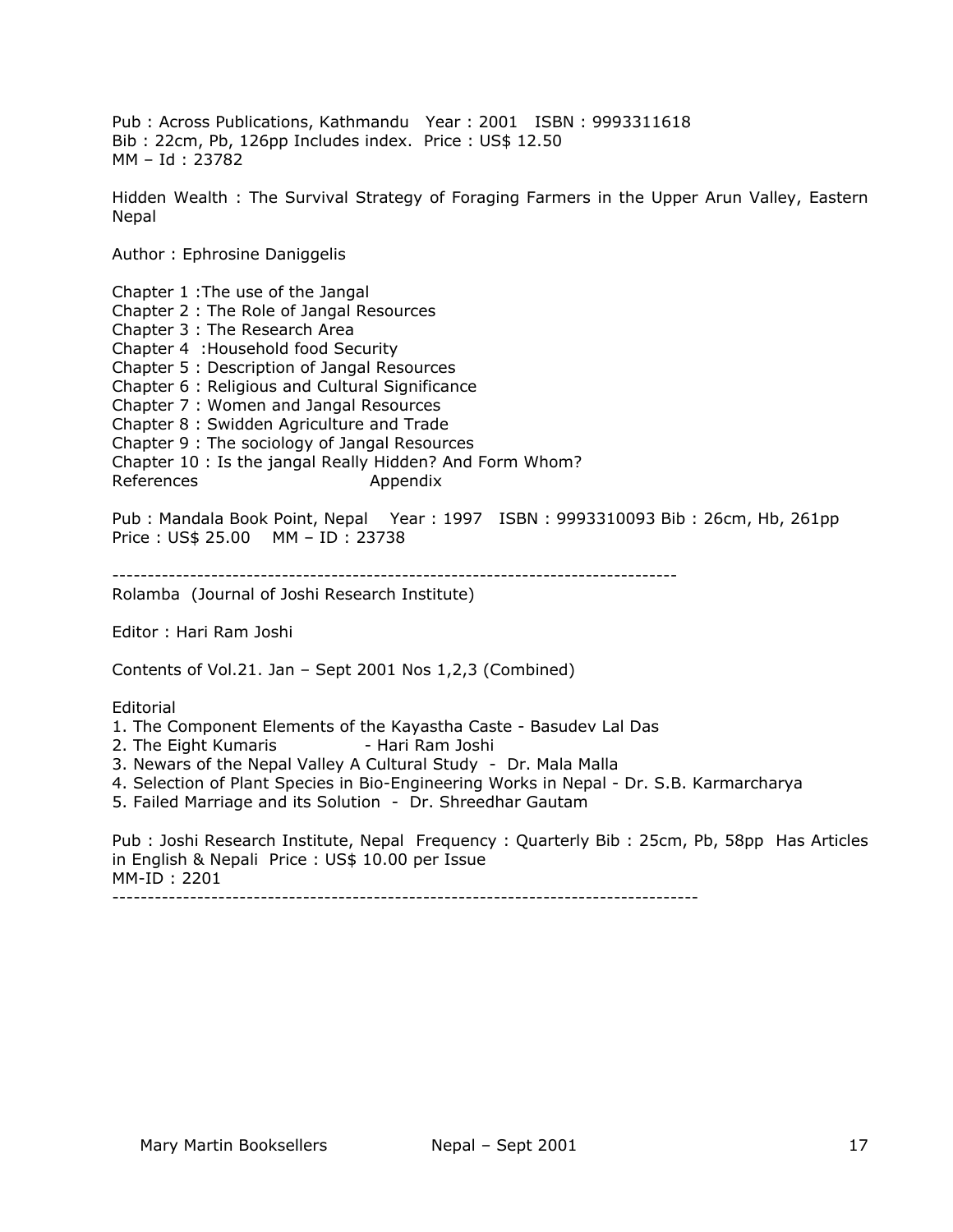Pub : Across Publications, Kathmandu   Year : 2001   ISBN : 9993311618
Bib : 22cm, Pb, 126pp Includes index.  Price : US$ 12.50
MM – Id : 23782

Hidden Wealth : The Survival Strategy of Foraging Farmers in the Upper Arun Valley, Eastern Nepal

Author : Ephrosine Daniggelis

Chapter 1 :The use of the Jangal
Chapter 2 : The Role of Jangal Resources
Chapter 3 : The Research Area
Chapter 4  :Household food Security
Chapter 5 : Description of Jangal Resources
Chapter 6 : Religious and Cultural Significance
Chapter 7 : Women and Jangal Resources
Chapter 8 : Swidden Agriculture and Trade
Chapter 9 : The sociology of Jangal Resources
Chapter 10 : Is the jangal Really Hidden? And Form Whom?
References                          Appendix

Pub : Mandala Book Point, Nepal    Year : 1997   ISBN : 9993310093 Bib : 26cm, Hb, 261pp
Price : US$ 25.00    MM – ID : 23738

-------------------------------------------------------------------------------

Rolamba  (Journal of Joshi Research Institute)

Editor : Hari Ram Joshi

Contents of Vol.21. Jan – Sept 2001 Nos 1,2,3 (Combined)

Editorial

1. The Component Elements of the Kayastha Caste - Basudev Lal Das
2. The Eight Kumaris             - Hari Ram Joshi
3. Newars of the Nepal Valley A Cultural Study  -  Dr. Mala Malla
4. Selection of Plant Species in Bio-Engineering Works in Nepal - Dr. S.B. Karmarcharya
5. Failed Marriage and its Solution  -  Dr. Shreedhar Gautam

Pub : Joshi Research Institute, Nepal  Frequency : Quarterly Bib : 25cm, Pb, 58pp  Has Articles in English & Nepali  Price : US$ 10.00 per Issue
MM-ID : 2201

-------------------------------------------------------------------------------